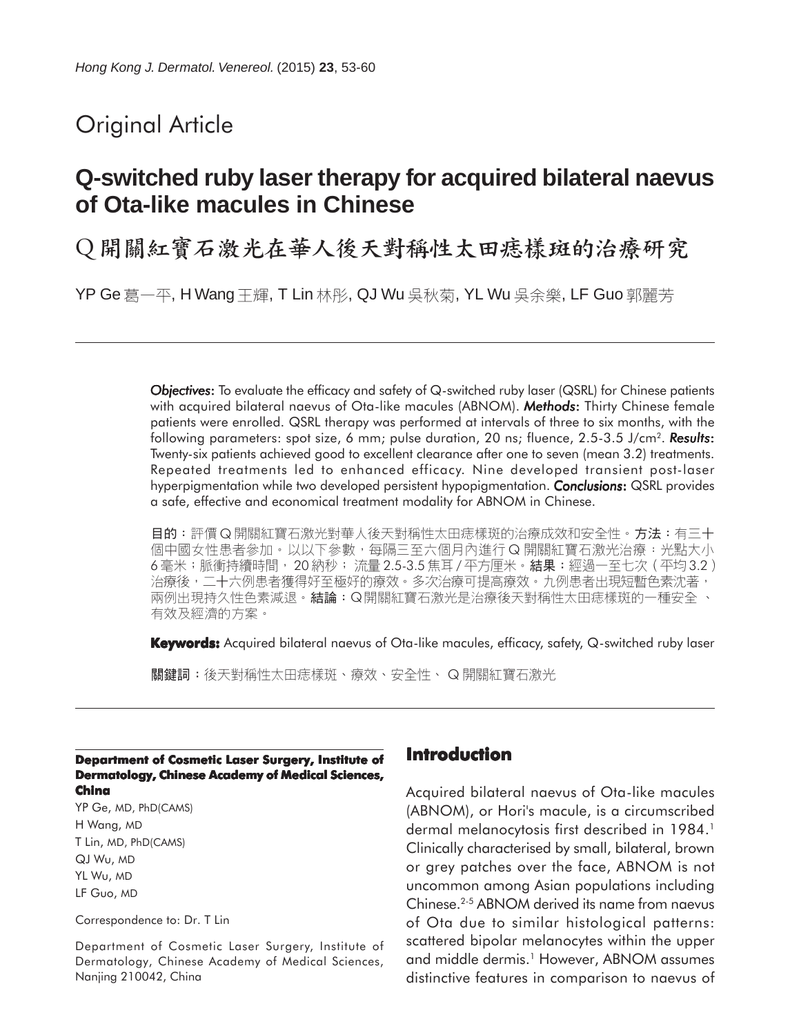# Original Article

## Q-switched ruby laser therapy for acquired bilateral naevus of Ota-like macules in Chinese

## Q開關紅寶石激光在華人後天對稱性太田痣樣斑的治療研究

YP Ge 葛一平, H Wang 王輝, T Lin 林彤, QJ Wu 吳秋菊, YL Wu 吳余樂, LF Guo 郭麗芳

***Objectives***: To evaluate the efficacy and safety of Q-switched ruby laser (QSRL) for Chinese patients with acquired bilateral naevus of Ota-like macules (ABNOM). ***Methods***: Thirty Chinese female patients were enrolled. QSRL therapy was performed at intervals of three to six months, with the following parameters: spot size, 6 mm; pulse duration, 20 ns; fluence, 2.5-3.5 J/cm$^2$. ***Results***: Twenty-six patients achieved good to excellent clearance after one to seven (mean 3.2) treatments. Repeated treatments led to enhanced efficacy. Nine developed transient post-laser hyperpigmentation while two developed persistent hypopigmentation. ***Conclusions***: QSRL provides a safe, effective and economical treatment modality for ABNOM in Chinese.

**目的**：評價Q開關紅寶石激光對華人後天對稱性太田痣樣斑的治療成效和安全性。**方法**：有三十個中國女性患者參加。以以下參數，每隔三至六個月內進行Q開關紅寶石激光治療：光點大小6毫米；脈衝持續時間，20納秒；流量2.5-3.5焦耳/平方厘米。**結果**：經過一至七次（平均3.2）治療後，二十六例患者獲得好至極好的療效。多次治療可提高療效。九例患者出現短暫色素沈著，兩例出現持久性色素減退。**結論**：Q開關紅寶石激光是治療後天對稱性太田痣樣斑的一種安全、有效及經濟的方案。

**Keywords:** Acquired bilateral naevus of Ota-like macules, efficacy, safety, Q-switched ruby laser

**關鍵詞**：後天對稱性太田痣樣斑、療效、安全性、Q開關紅寶石激光

**Department of Cosmetic Laser Surgery, Institute of Dermatology, Chinese Academy of Medical Sciences, China**

YP Ge, MD, PhD(CAMS)
H Wang, MD
T Lin, MD, PhD(CAMS)
QJ Wu, MD
YL Wu, MD
LF Guo, MD

Correspondence to: Dr. T Lin

Department of Cosmetic Laser Surgery, Institute of Dermatology, Chinese Academy of Medical Sciences, Nanjing 210042, China

## Introduction

Acquired bilateral naevus of Ota-like macules (ABNOM), or Hori's macule, is a circumscribed dermal melanocytosis first described in 1984.[1] Clinically characterised by small, bilateral, brown or grey patches over the face, ABNOM is not uncommon among Asian populations including Chinese.[2-5] ABNOM derived its name from naevus of Ota due to similar histological patterns: scattered bipolar melanocytes within the upper and middle dermis.[1] However, ABNOM assumes distinctive features in comparison to naevus of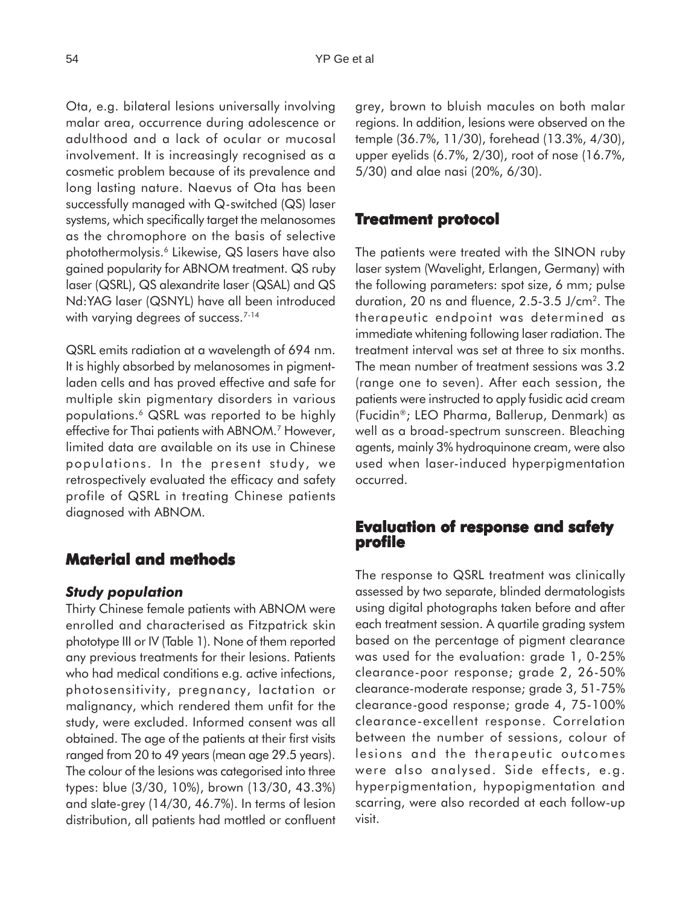Ota, e.g. bilateral lesions universally involving malar area, occurrence during adolescence or adulthood and a lack of ocular or mucosal involvement. It is increasingly recognised as a cosmetic problem because of its prevalence and long lasting nature. Naevus of Ota has been successfully managed with Q-switched (QS) laser systems, which specifically target the melanosomes as the chromophore on the basis of selective photothermolysis.[6] Likewise, QS lasers have also gained popularity for ABNOM treatment. QS ruby laser (QSRL), QS alexandrite laser (QSAL) and QS Nd:YAG laser (QSNYL) have all been introduced with varying degrees of success.[7-14]

QSRL emits radiation at a wavelength of 694 nm. It is highly absorbed by melanosomes in pigment-laden cells and has proved effective and safe for multiple skin pigmentary disorders in various populations.[6] QSRL was reported to be highly effective for Thai patients with ABNOM.[7] However, limited data are available on its use in Chinese populations. In the present study, we retrospectively evaluated the efficacy and safety profile of QSRL in treating Chinese patients diagnosed with ABNOM.

## Material and methods

### *Study population*

Thirty Chinese female patients with ABNOM were enrolled and characterised as Fitzpatrick skin phototype III or IV (Table 1). None of them reported any previous treatments for their lesions. Patients who had medical conditions e.g. active infections, photosensitivity, pregnancy, lactation or malignancy, which rendered them unfit for the study, were excluded. Informed consent was all obtained. The age of the patients at their first visits ranged from 20 to 49 years (mean age 29.5 years). The colour of the lesions was categorised into three types: blue (3/30, 10%), brown (13/30, 43.3%) and slate-grey (14/30, 46.7%). In terms of lesion distribution, all patients had mottled or confluent grey, brown to bluish macules on both malar regions. In addition, lesions were observed on the temple (36.7%, 11/30), forehead (13.3%, 4/30), upper eyelids (6.7%, 2/30), root of nose (16.7%, 5/30) and alae nasi (20%, 6/30).

## Treatment protocol

The patients were treated with the SINON ruby laser system (Wavelight, Erlangen, Germany) with the following parameters: spot size, 6 mm; pulse duration, 20 ns and fluence, 2.5-3.5 J/cm$^2$. The therapeutic endpoint was determined as immediate whitening following laser radiation. The treatment interval was set at three to six months. The mean number of treatment sessions was 3.2 (range one to seven). After each session, the patients were instructed to apply fusidic acid cream (Fucidin®; LEO Pharma, Ballerup, Denmark) as well as a broad-spectrum sunscreen. Bleaching agents, mainly 3% hydroquinone cream, were also used when laser-induced hyperpigmentation occurred.

## Evaluation of response and safety profile

The response to QSRL treatment was clinically assessed by two separate, blinded dermatologists using digital photographs taken before and after each treatment session. A quartile grading system based on the percentage of pigment clearance was used for the evaluation: grade 1, 0-25% clearance-poor response; grade 2, 26-50% clearance-moderate response; grade 3, 51-75% clearance-good response; grade 4, 75-100% clearance-excellent response. Correlation between the number of sessions, colour of lesions and the therapeutic outcomes were also analysed. Side effects, e.g. hyperpigmentation, hypopigmentation and scarring, were also recorded at each follow-up visit.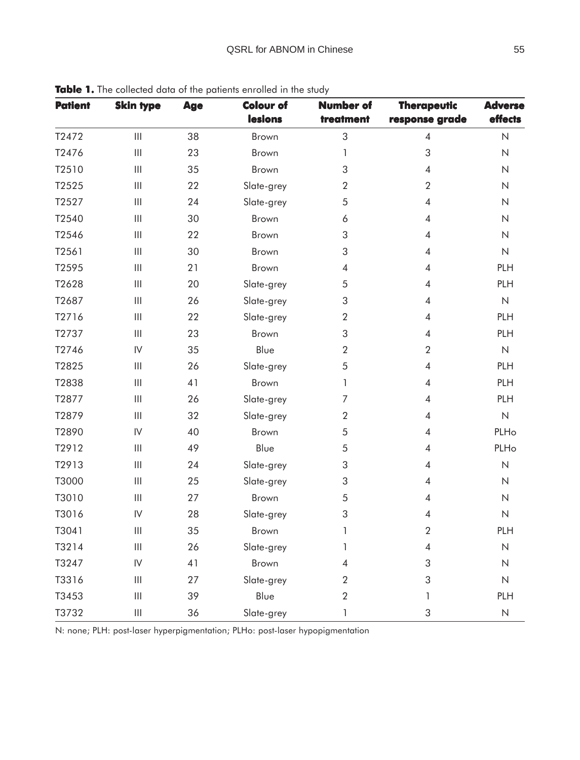**Table 1.** The collected data of the patients enrolled in the study

| Patient | Skin type | Age | Colour of lesions | Number of treatment | Therapeutic response grade | Adverse effects |
|---|---|---|---|---|---|---|
| T2472 | III | 38 | Brown | 3 | 4 | N |
| T2476 | III | 23 | Brown | 1 | 3 | N |
| T2510 | III | 35 | Brown | 3 | 4 | N |
| T2525 | III | 22 | Slate-grey | 2 | 2 | N |
| T2527 | III | 24 | Slate-grey | 5 | 4 | N |
| T2540 | III | 30 | Brown | 6 | 4 | N |
| T2546 | III | 22 | Brown | 3 | 4 | N |
| T2561 | III | 30 | Brown | 3 | 4 | N |
| T2595 | III | 21 | Brown | 4 | 4 | PLH |
| T2628 | III | 20 | Slate-grey | 5 | 4 | PLH |
| T2687 | III | 26 | Slate-grey | 3 | 4 | N |
| T2716 | III | 22 | Slate-grey | 2 | 4 | PLH |
| T2737 | III | 23 | Brown | 3 | 4 | PLH |
| T2746 | IV | 35 | Blue | 2 | 2 | N |
| T2825 | III | 26 | Slate-grey | 5 | 4 | PLH |
| T2838 | III | 41 | Brown | 1 | 4 | PLH |
| T2877 | III | 26 | Slate-grey | 7 | 4 | PLH |
| T2879 | III | 32 | Slate-grey | 2 | 4 | N |
| T2890 | IV | 40 | Brown | 5 | 4 | PLHo |
| T2912 | III | 49 | Blue | 5 | 4 | PLHo |
| T2913 | III | 24 | Slate-grey | 3 | 4 | N |
| T3000 | III | 25 | Slate-grey | 3 | 4 | N |
| T3010 | III | 27 | Brown | 5 | 4 | N |
| T3016 | IV | 28 | Slate-grey | 3 | 4 | N |
| T3041 | III | 35 | Brown | 1 | 2 | PLH |
| T3214 | III | 26 | Slate-grey | 1 | 4 | N |
| T3247 | IV | 41 | Brown | 4 | 3 | N |
| T3316 | III | 27 | Slate-grey | 2 | 3 | N |
| T3453 | III | 39 | Blue | 2 | 1 | PLH |
| T3732 | III | 36 | Slate-grey | 1 | 3 | N |

N: none; PLH: post-laser hyperpigmentation; PLHo: post-laser hypopigmentation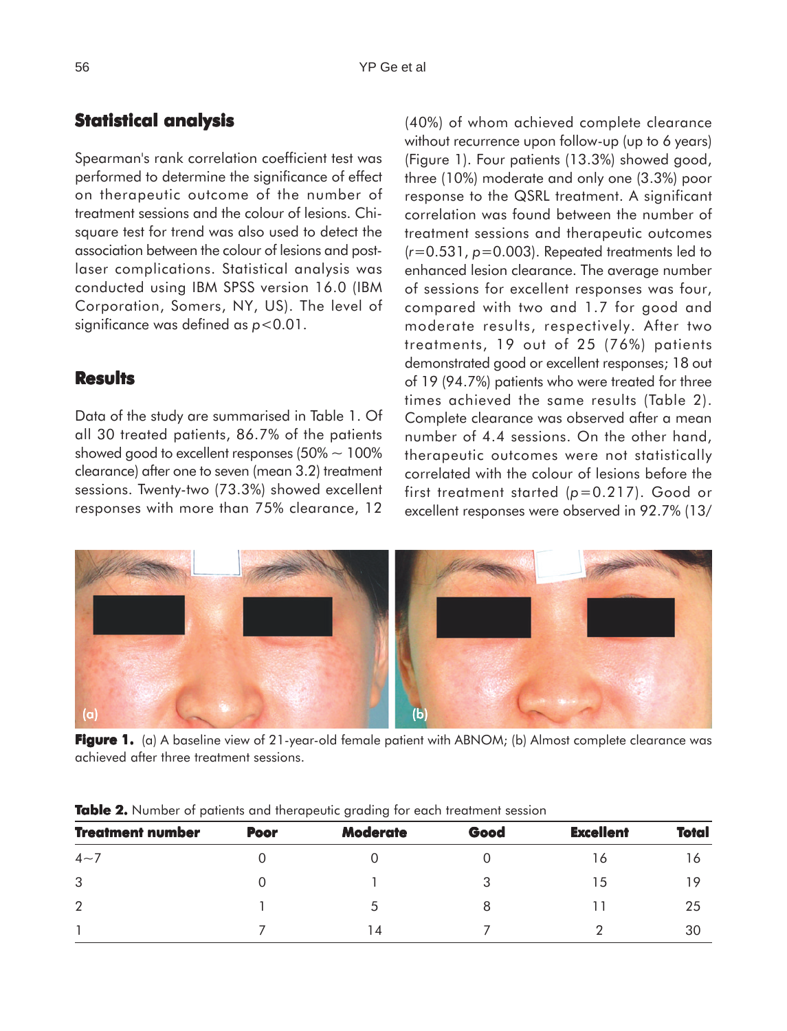## Statistical analysis

Spearman's rank correlation coefficient test was performed to determine the significance of effect on therapeutic outcome of the number of treatment sessions and the colour of lesions. Chi-square test for trend was also used to detect the association between the colour of lesions and post-laser complications. Statistical analysis was conducted using IBM SPSS version 16.0 (IBM Corporation, Somers, NY, US). The level of significance was defined as $p<0.01$.

## Results

Data of the study are summarised in Table 1. Of all 30 treated patients, 86.7% of the patients showed good to excellent responses (50% ~ 100% clearance) after one to seven (mean 3.2) treatment sessions. Twenty-two (73.3%) showed excellent responses with more than 75% clearance, 12 (40%) of whom achieved complete clearance without recurrence upon follow-up (up to 6 years) (Figure 1). Four patients (13.3%) showed good, three (10%) moderate and only one (3.3%) poor response to the QSRL treatment. A significant correlation was found between the number of treatment sessions and therapeutic outcomes ($r=0.531$, $p=0.003$). Repeated treatments led to enhanced lesion clearance. The average number of sessions for excellent responses was four, compared with two and 1.7 for good and moderate results, respectively. After two treatments, 19 out of 25 (76%) patients demonstrated good or excellent responses; 18 out of 19 (94.7%) patients who were treated for three times achieved the same results (Table 2). Complete clearance was observed after a mean number of 4.4 sessions. On the other hand, therapeutic outcomes were not statistically correlated with the colour of lesions before the first treatment started ($p=0.217$). Good or excellent responses were observed in 92.7% (13/

**Figure 1.** (a) A baseline view of 21-year-old female patient with ABNOM; (b) Almost complete clearance was achieved after three treatment sessions.

**Table 2.** Number of patients and therapeutic grading for each treatment session

| Treatment number | Poor | Moderate | Good | Excellent | Total |
|---|---|---|---|---|---|
| 4~7 | 0 | 0 | 0 | 16 | 16 |
| 3 | 0 | 1 | 3 | 15 | 19 |
| 2 | 1 | 5 | 8 | 11 | 25 |
| 1 | 7 | 14 | 7 | 2 | 30 |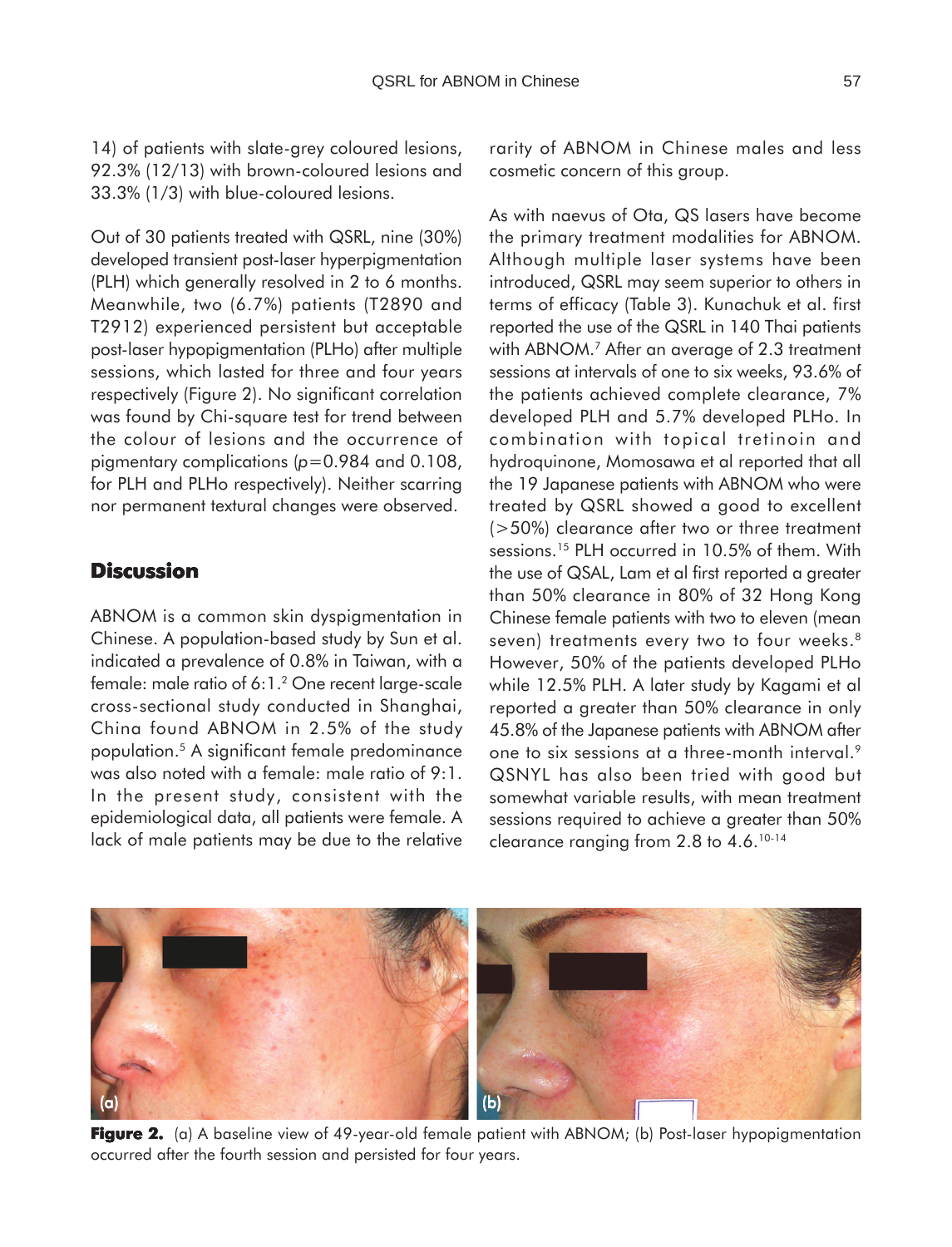14) of patients with slate-grey coloured lesions, 92.3% (12/13) with brown-coloured lesions and 33.3% (1/3) with blue-coloured lesions.

Out of 30 patients treated with QSRL, nine (30%) developed transient post-laser hyperpigmentation (PLH) which generally resolved in 2 to 6 months. Meanwhile, two (6.7%) patients (T2890 and T2912) experienced persistent but acceptable post-laser hypopigmentation (PLHo) after multiple sessions, which lasted for three and four years respectively (Figure 2). No significant correlation was found by Chi-square test for trend between the colour of lesions and the occurrence of pigmentary complications ($p=0.984$ and $0.108$, for PLH and PLHo respectively). Neither scarring nor permanent textural changes were observed.

## Discussion

ABNOM is a common skin dyspigmentation in Chinese. A population-based study by Sun et al. indicated a prevalence of 0.8% in Taiwan, with a female: male ratio of 6:1.[2] One recent large-scale cross-sectional study conducted in Shanghai, China found ABNOM in 2.5% of the study population.[5] A significant female predominance was also noted with a female: male ratio of 9:1. In the present study, consistent with the epidemiological data, all patients were female. A lack of male patients may be due to the relative rarity of ABNOM in Chinese males and less cosmetic concern of this group.

As with naevus of Ota, QS lasers have become the primary treatment modalities for ABNOM. Although multiple laser systems have been introduced, QSRL may seem superior to others in terms of efficacy (Table 3). Kunachuk et al. first reported the use of the QSRL in 140 Thai patients with ABNOM.[7] After an average of 2.3 treatment sessions at intervals of one to six weeks, 93.6% of the patients achieved complete clearance, 7% developed PLH and 5.7% developed PLHo. In combination with topical tretinoin and hydroquinone, Momosawa et al reported that all the 19 Japanese patients with ABNOM who were treated by QSRL showed a good to excellent (>50%) clearance after two or three treatment sessions.[15] PLH occurred in 10.5% of them. With the use of QSAL, Lam et al first reported a greater than 50% clearance in 80% of 32 Hong Kong Chinese female patients with two to eleven (mean seven) treatments every two to four weeks.[8] However, 50% of the patients developed PLHo while 12.5% PLH. A later study by Kagami et al reported a greater than 50% clearance in only 45.8% of the Japanese patients with ABNOM after one to six sessions at a three-month interval.[9] QSNYL has also been tried with good but somewhat variable results, with mean treatment sessions required to achieve a greater than 50% clearance ranging from 2.8 to 4.6.[10-14]

**Figure 2.** (a) A baseline view of 49-year-old female patient with ABNOM; (b) Post-laser hypopigmentation occurred after the fourth session and persisted for four years.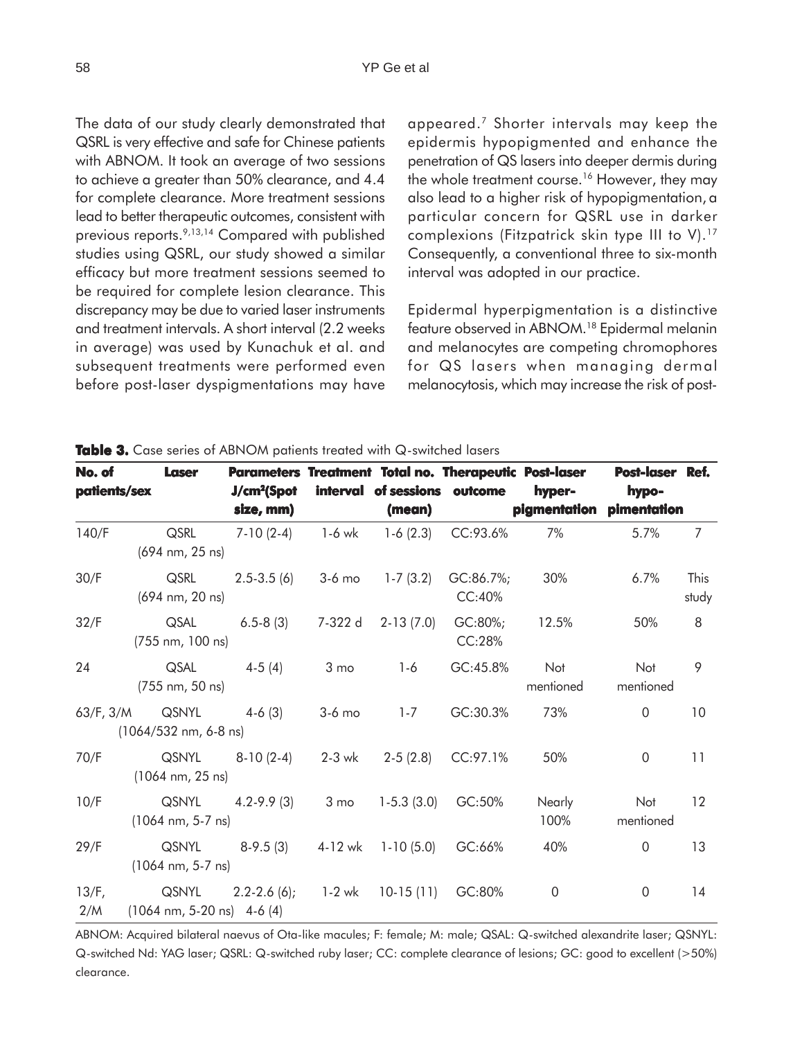The data of our study clearly demonstrated that QSRL is very effective and safe for Chinese patients with ABNOM. It took an average of two sessions to achieve a greater than 50% clearance, and 4.4 for complete clearance. More treatment sessions lead to better therapeutic outcomes, consistent with previous reports.[9,13,14] Compared with published studies using QSRL, our study showed a similar efficacy but more treatment sessions seemed to be required for complete lesion clearance. This discrepancy may be due to varied laser instruments and treatment intervals. A short interval (2.2 weeks in average) was used by Kunachuk et al. and subsequent treatments were performed even before post-laser dyspigmentations may have appeared.[7] Shorter intervals may keep the epidermis hypopigmented and enhance the penetration of QS lasers into deeper dermis during the whole treatment course.[16] However, they may also lead to a higher risk of hypopigmentation, a particular concern for QSRL use in darker complexions (Fitzpatrick skin type III to V).[17] Consequently, a conventional three to six-month interval was adopted in our practice.

Epidermal hyperpigmentation is a distinctive feature observed in ABNOM.[18] Epidermal melanin and melanocytes are competing chromophores for QS lasers when managing dermal melanocytosis, which may increase the risk of post-

**Table 3.** Case series of ABNOM patients treated with Q-switched lasers

| No. of patients/sex | Laser | Parameters $J/cm^2$(Spot size, mm) | Treatment interval | Total no. of sessions (mean) | Therapeutic outcome | Post-laser hyper-pigmentation | Post-laser hypo-pimentation | Ref. |
|---|---|---|---|---|---|---|---|---|
| 140/F | QSRL (694 nm, 25 ns) | 7-10 (2-4) | 1-6 wk | 1-6 (2.3) | CC:93.6% | 7% | 5.7% | 7 |
| 30/F | QSRL (694 nm, 20 ns) | 2.5-3.5 (6) | 3-6 mo | 1-7 (3.2) | GC:86.7%; CC:40% | 30% | 6.7% | This study |
| 32/F | QSAL (755 nm, 100 ns) | 6.5-8 (3) | 7-322 d | 2-13 (7.0) | GC:80%; CC:28% | 12.5% | 50% | 8 |
| 24 | QSAL (755 nm, 50 ns) | 4-5 (4) | 3 mo | 1-6 | GC:45.8% | Not mentioned | Not mentioned | 9 |
| 63/F, 3/M | QSNYL (1064/532 nm, 6-8 ns) | 4-6 (3) | 3-6 mo | 1-7 | GC:30.3% | 73% | 0 | 10 |
| 70/F | QSNYL (1064 nm, 25 ns) | 8-10 (2-4) | 2-3 wk | 2-5 (2.8) | CC:97.1% | 50% | 0 | 11 |
| 10/F | QSNYL (1064 nm, 5-7 ns) | 4.2-9.9 (3) | 3 mo | 1-5.3 (3.0) | GC:50% | Nearly 100% | Not mentioned | 12 |
| 29/F | QSNYL (1064 nm, 5-7 ns) | 8-9.5 (3) | 4-12 wk | 1-10 (5.0) | GC:66% | 40% | 0 | 13 |
| 13/F, 2/M | QSNYL (1064 nm, 5-20 ns) | 2.2-2.6 (6); 4-6 (4) | 1-2 wk | 10-15 (11) | GC:80% | 0 | 0 | 14 |

ABNOM: Acquired bilateral naevus of Ota-like macules; F: female; M: male; QSAL: Q-switched alexandrite laser; QSNYL: Q-switched Nd: YAG laser; QSRL: Q-switched ruby laser; CC: complete clearance of lesions; GC: good to excellent (>50%) clearance.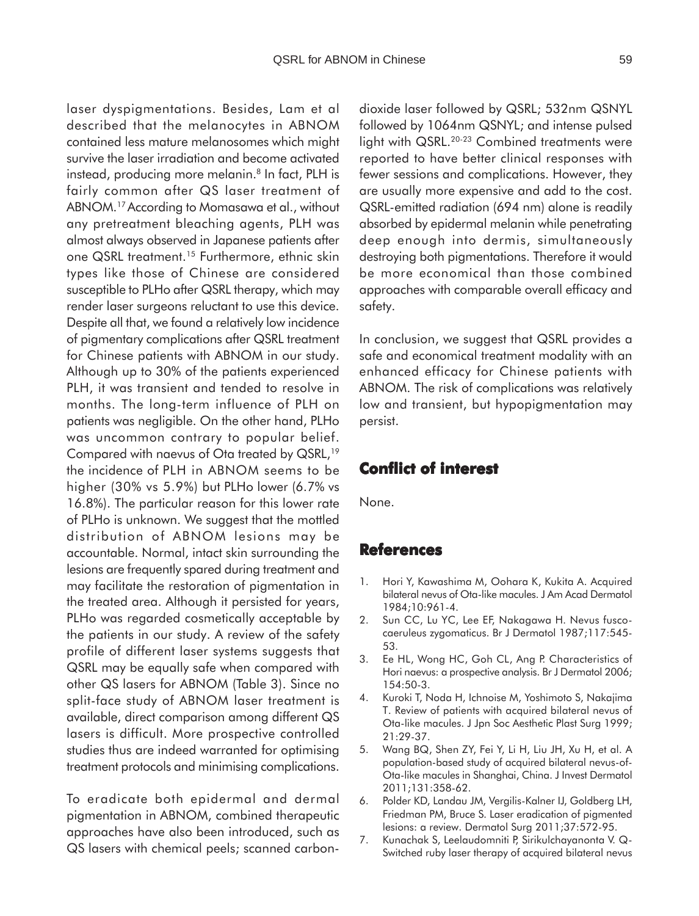laser dyspigmentations. Besides, Lam et al described that the melanocytes in ABNOM contained less mature melanosomes which might survive the laser irradiation and become activated instead, producing more melanin.[8] In fact, PLH is fairly common after QS laser treatment of ABNOM.[17] According to Momasawa et al., without any pretreatment bleaching agents, PLH was almost always observed in Japanese patients after one QSRL treatment.[15] Furthermore, ethnic skin types like those of Chinese are considered susceptible to PLHo after QSRL therapy, which may render laser surgeons reluctant to use this device. Despite all that, we found a relatively low incidence of pigmentary complications after QSRL treatment for Chinese patients with ABNOM in our study. Although up to 30% of the patients experienced PLH, it was transient and tended to resolve in months. The long-term influence of PLH on patients was negligible. On the other hand, PLHo was uncommon contrary to popular belief. Compared with naevus of Ota treated by QSRL,[19] the incidence of PLH in ABNOM seems to be higher (30% vs 5.9%) but PLHo lower (6.7% vs 16.8%). The particular reason for this lower rate of PLHo is unknown. We suggest that the mottled distribution of ABNOM lesions may be accountable. Normal, intact skin surrounding the lesions are frequently spared during treatment and may facilitate the restoration of pigmentation in the treated area. Although it persisted for years, PLHo was regarded cosmetically acceptable by the patients in our study. A review of the safety profile of different laser systems suggests that QSRL may be equally safe when compared with other QS lasers for ABNOM (Table 3). Since no split-face study of ABNOM laser treatment is available, direct comparison among different QS lasers is difficult. More prospective controlled studies thus are indeed warranted for optimising treatment protocols and minimising complications.

To eradicate both epidermal and dermal pigmentation in ABNOM, combined therapeutic approaches have also been introduced, such as QS lasers with chemical peels; scanned carbon-dioxide laser followed by QSRL; 532nm QSNYL followed by 1064nm QSNYL; and intense pulsed light with QSRL.[20-23] Combined treatments were reported to have better clinical responses with fewer sessions and complications. However, they are usually more expensive and add to the cost. QSRL-emitted radiation (694 nm) alone is readily absorbed by epidermal melanin while penetrating deep enough into dermis, simultaneously destroying both pigmentations. Therefore it would be more economical than those combined approaches with comparable overall efficacy and safety.

In conclusion, we suggest that QSRL provides a safe and economical treatment modality with an enhanced efficacy for Chinese patients with ABNOM. The risk of complications was relatively low and transient, but hypopigmentation may persist.

## Conflict of interest

None.

## References

1. Hori Y, Kawashima M, Oohara K, Kukita A. Acquired bilateral nevus of Ota-like macules. J Am Acad Dermatol 1984;10:961-4.
2. Sun CC, Lu YC, Lee EF, Nakagawa H. Nevus fusco-caeruleus zygomaticus. Br J Dermatol 1987;117:545-53.
3. Ee HL, Wong HC, Goh CL, Ang P. Characteristics of Hori naevus: a prospective analysis. Br J Dermatol 2006; 154:50-3.
4. Kuroki T, Noda H, Ichnoise M, Yoshimoto S, Nakajima T. Review of patients with acquired bilateral nevus of Ota-like macules. J Jpn Soc Aesthetic Plast Surg 1999; 21:29-37.
5. Wang BQ, Shen ZY, Fei Y, Li H, Liu JH, Xu H, et al. A population-based study of acquired bilateral nevus-of-Ota-like macules in Shanghai, China. J Invest Dermatol 2011;131:358-62.
6. Polder KD, Landau JM, Vergilis-Kalner IJ, Goldberg LH, Friedman PM, Bruce S. Laser eradication of pigmented lesions: a review. Dermatol Surg 2011;37:572-95.
7. Kunachak S, Leelaudomniti P, Sirikulchayanonta V. Q-Switched ruby laser therapy of acquired bilateral nevus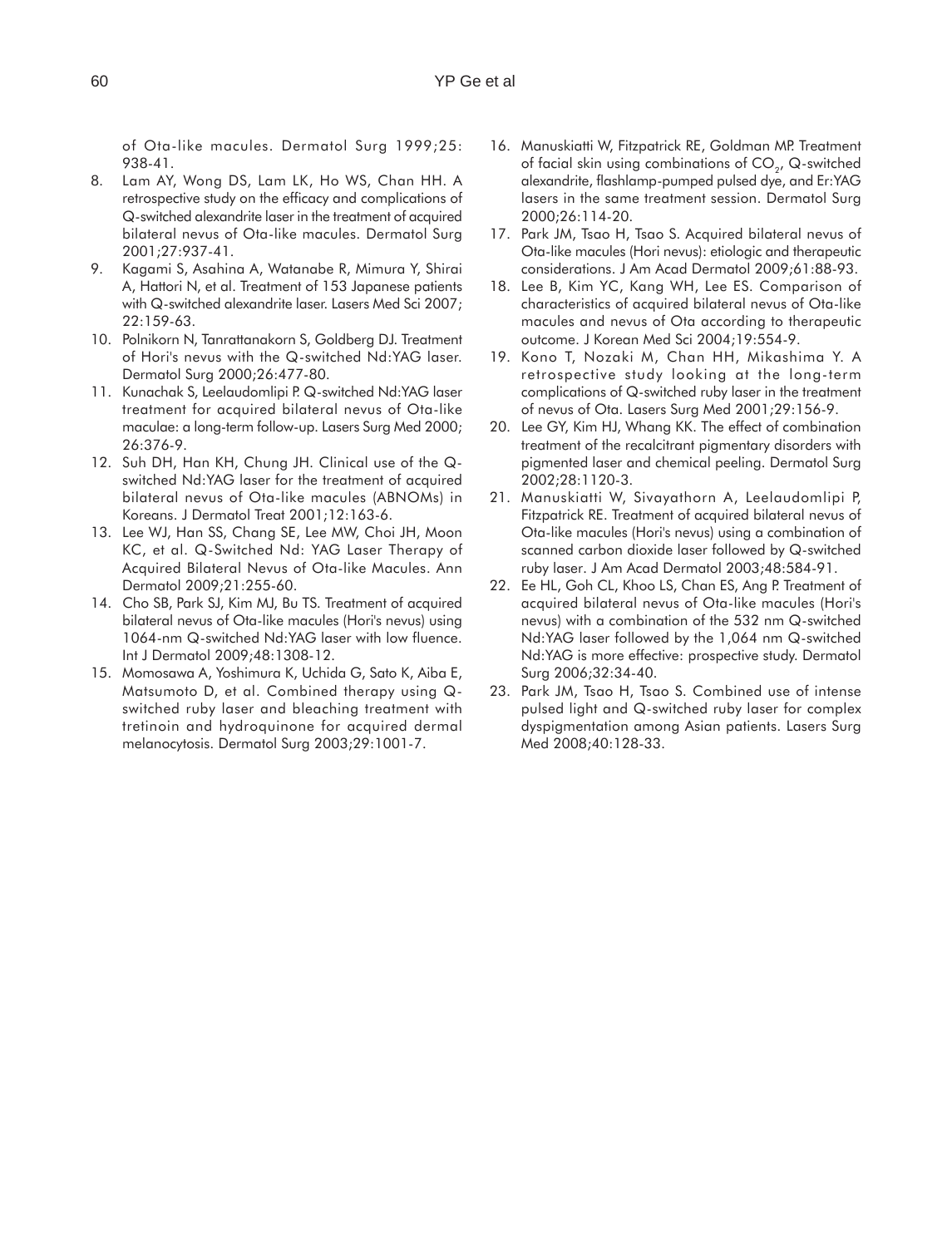of Ota-like macules. Dermatol Surg 1999;25: 938-41.

8. Lam AY, Wong DS, Lam LK, Ho WS, Chan HH. A retrospective study on the efficacy and complications of Q-switched alexandrite laser in the treatment of acquired bilateral nevus of Ota-like macules. Dermatol Surg 2001;27:937-41.
9. Kagami S, Asahina A, Watanabe R, Mimura Y, Shirai A, Hattori N, et al. Treatment of 153 Japanese patients with Q-switched alexandrite laser. Lasers Med Sci 2007; 22:159-63.
10. Polnikorn N, Tanrattanakorn S, Goldberg DJ. Treatment of Hori's nevus with the Q-switched Nd:YAG laser. Dermatol Surg 2000;26:477-80.
11. Kunachak S, Leelaudomlipi P. Q-switched Nd:YAG laser treatment for acquired bilateral nevus of Ota-like maculae: a long-term follow-up. Lasers Surg Med 2000; 26:376-9.
12. Suh DH, Han KH, Chung JH. Clinical use of the Q-switched Nd:YAG laser for the treatment of acquired bilateral nevus of Ota-like macules (ABNOMs) in Koreans. J Dermatol Treat 2001;12:163-6.
13. Lee WJ, Han SS, Chang SE, Lee MW, Choi JH, Moon KC, et al. Q-Switched Nd: YAG Laser Therapy of Acquired Bilateral Nevus of Ota-like Macules. Ann Dermatol 2009;21:255-60.
14. Cho SB, Park SJ, Kim MJ, Bu TS. Treatment of acquired bilateral nevus of Ota-like macules (Hori's nevus) using 1064-nm Q-switched Nd:YAG laser with low fluence. Int J Dermatol 2009;48:1308-12.
15. Momosawa A, Yoshimura K, Uchida G, Sato K, Aiba E, Matsumoto D, et al. Combined therapy using Q-switched ruby laser and bleaching treatment with tretinoin and hydroquinone for acquired dermal melanocytosis. Dermatol Surg 2003;29:1001-7.
16. Manuskiatti W, Fitzpatrick RE, Goldman MP. Treatment of facial skin using combinations of $CO_2$, Q-switched alexandrite, flashlamp-pumped pulsed dye, and Er:YAG lasers in the same treatment session. Dermatol Surg 2000;26:114-20.
17. Park JM, Tsao H, Tsao S. Acquired bilateral nevus of Ota-like macules (Hori nevus): etiologic and therapeutic considerations. J Am Acad Dermatol 2009;61:88-93.
18. Lee B, Kim YC, Kang WH, Lee ES. Comparison of characteristics of acquired bilateral nevus of Ota-like macules and nevus of Ota according to therapeutic outcome. J Korean Med Sci 2004;19:554-9.
19. Kono T, Nozaki M, Chan HH, Mikashima Y. A retrospective study looking at the long-term complications of Q-switched ruby laser in the treatment of nevus of Ota. Lasers Surg Med 2001;29:156-9.
20. Lee GY, Kim HJ, Whang KK. The effect of combination treatment of the recalcitrant pigmentary disorders with pigmented laser and chemical peeling. Dermatol Surg 2002;28:1120-3.
21. Manuskiatti W, Sivayathorn A, Leelaudomlipi P, Fitzpatrick RE. Treatment of acquired bilateral nevus of Ota-like macules (Hori's nevus) using a combination of scanned carbon dioxide laser followed by Q-switched ruby laser. J Am Acad Dermatol 2003;48:584-91.
22. Ee HL, Goh CL, Khoo LS, Chan ES, Ang P. Treatment of acquired bilateral nevus of Ota-like macules (Hori's nevus) with a combination of the 532 nm Q-switched Nd:YAG laser followed by the 1,064 nm Q-switched Nd:YAG is more effective: prospective study. Dermatol Surg 2006;32:34-40.
23. Park JM, Tsao H, Tsao S. Combined use of intense pulsed light and Q-switched ruby laser for complex dyspigmentation among Asian patients. Lasers Surg Med 2008;40:128-33.